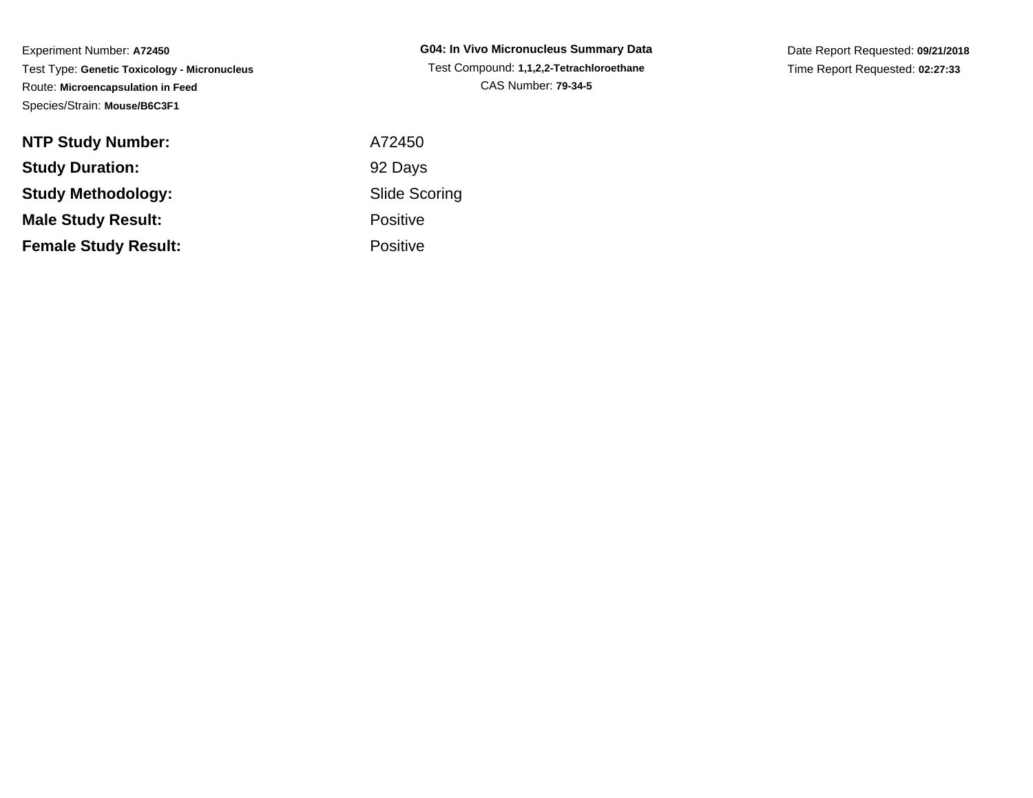Experiment Number: **A72450**
Test Type: **Genetic Toxicology - Micronucleus**
Route: **Microencapsulation in Feed**
Species/Strain: **Mouse/B6C3F1**

**G04: In Vivo Micronucleus Summary Data**
Test Compound: **1,1,2,2-Tetrachloroethane**
CAS Number: **79-34-5**

Date Report Requested: **09/21/2018**
Time Report Requested: **02:27:33**

| | |
|---|---|
| **NTP Study Number:** | A72450 |
| **Study Duration:** | 92 Days |
| **Study Methodology:** | Slide Scoring |
| **Male Study Result:** | Positive |
| **Female Study Result:** | Positive |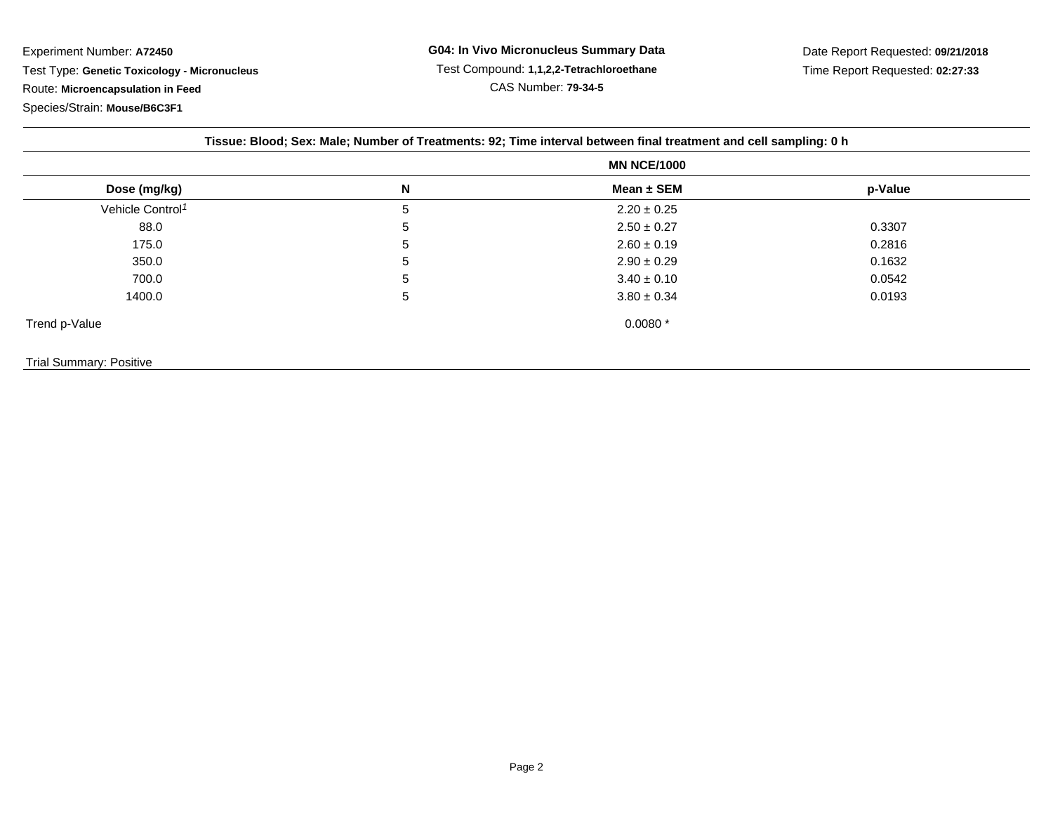Experiment Number: **A72450**

Test Type: **Genetic Toxicology - Micronucleus**

Route: **Microencapsulation in Feed**

Species/Strain: **Mouse/B6C3F1**

**G04: In Vivo Micronucleus Summary Data**

Test Compound: **1,1,2,2-Tetrachloroethane**

CAS Number: **79-34-5**

Date Report Requested: **09/21/2018**

Time Report Requested: **02:27:33**

**Tissue: Blood; Sex: Male; Number of Treatments: 92; Time interval between final treatment and cell sampling: 0 h**

| | | MN NCE/1000 | |
|---|---|---|---|
| **Dose (mg/kg)** | **N** | **Mean ± SEM** | **p-Value** |
| Vehicle Control[1] | 5 | 2.20 ± 0.25 | |
| 88.0 | 5 | 2.50 ± 0.27 | 0.3307 |
| 175.0 | 5 | 2.60 ± 0.19 | 0.2816 |
| 350.0 | 5 | 2.90 ± 0.29 | 0.1632 |
| 700.0 | 5 | 3.40 ± 0.10 | 0.0542 |
| 1400.0 | 5 | 3.80 ± 0.34 | 0.0193 |
| Trend p-Value | | 0.0080 * | |

Trial Summary: Positive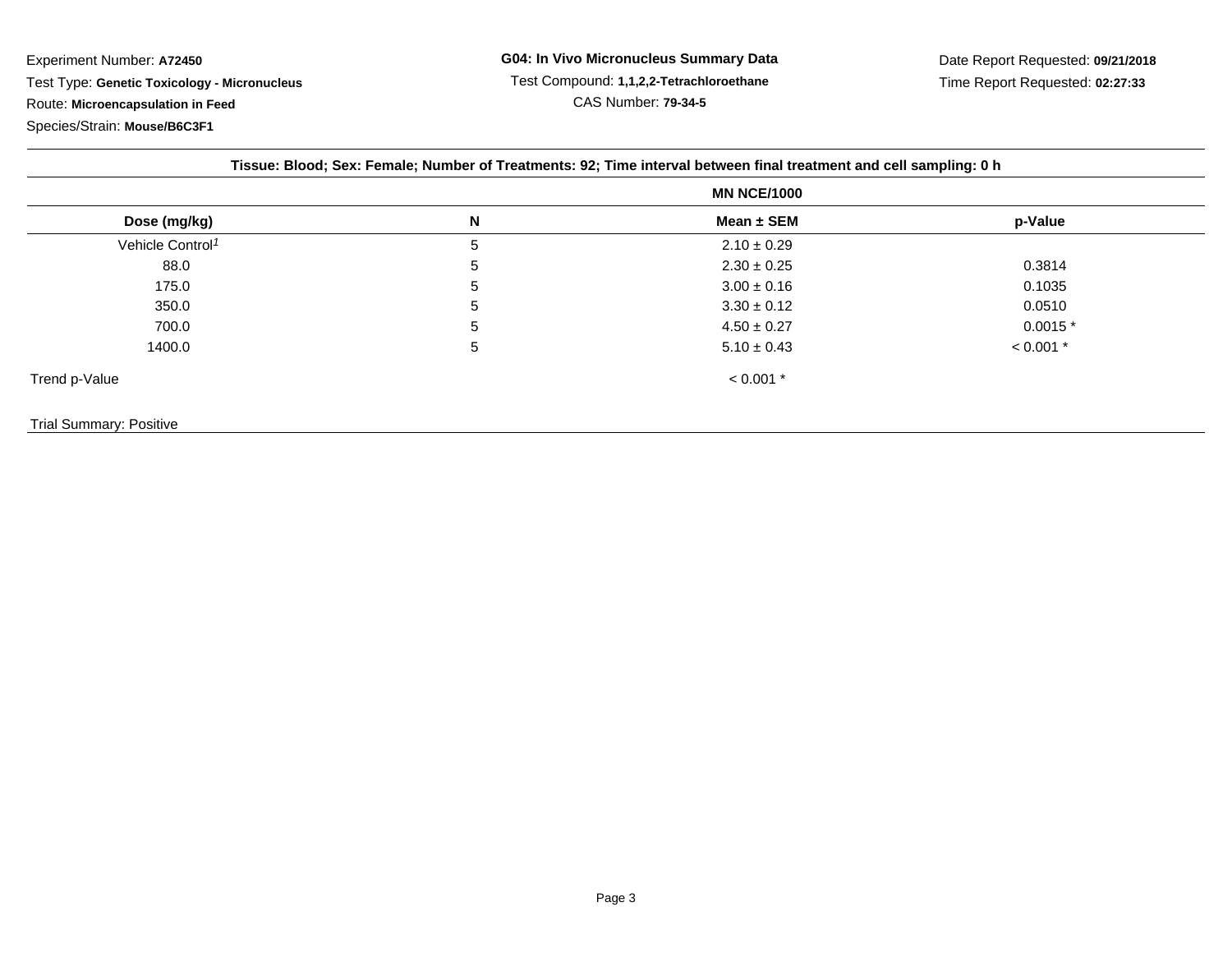Experiment Number: **A72450**

Test Type: **Genetic Toxicology - Micronucleus**

Route: **Microencapsulation in Feed**

Species/Strain: **Mouse/B6C3F1**

**G04: In Vivo Micronucleus Summary Data**

Test Compound: **1,1,2,2-Tetrachloroethane**

CAS Number: **79-34-5**

Date Report Requested: **09/21/2018**

Time Report Requested: **02:27:33**

**Tissue: Blood; Sex: Female; Number of Treatments: 92; Time interval between final treatment and cell sampling: 0 h**

| | | **MN NCE/1000** | |
|---|---|---|---|
| **Dose (mg/kg)** | **N** | **Mean ± SEM** | **p-Value** |
| Vehicle Control[1] | 5 | 2.10 ± 0.29 | |
| 88.0 | 5 | 2.30 ± 0.25 | 0.3814 |
| 175.0 | 5 | 3.00 ± 0.16 | 0.1035 |
| 350.0 | 5 | 3.30 ± 0.12 | 0.0510 |
| 700.0 | 5 | 4.50 ± 0.27 | 0.0015 * |
| 1400.0 | 5 | 5.10 ± 0.43 | < 0.001 * |
| Trend p-Value | | < 0.001 * | |

Trial Summary: Positive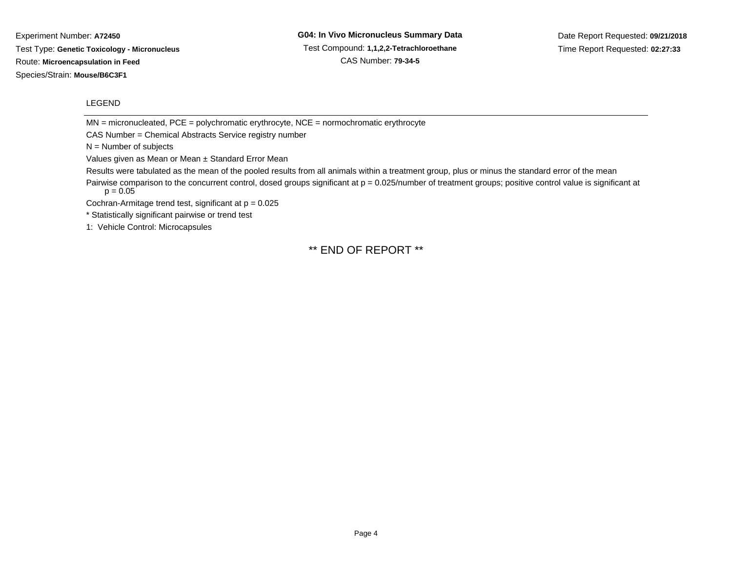Experiment Number: **A72450**

Test Type: **Genetic Toxicology - Micronucleus**

Route: **Microencapsulation in Feed**

Species/Strain: **Mouse/B6C3F1**

**G04: In Vivo Micronucleus Summary Data**

Test Compound: **1,1,2,2-Tetrachloroethane**

CAS Number: **79-34-5**

Date Report Requested: **09/21/2018**

Time Report Requested: **02:27:33**

LEGEND

MN = micronucleated, PCE = polychromatic erythrocyte, NCE = normochromatic erythrocyte

CAS Number = Chemical Abstracts Service registry number

N = Number of subjects

Values given as Mean or Mean ± Standard Error Mean

Results were tabulated as the mean of the pooled results from all animals within a treatment group, plus or minus the standard error of the mean

Pairwise comparison to the concurrent control, dosed groups significant at p = 0.025/number of treatment groups; positive control value is significant at p = 0.05

Cochran-Armitage trend test, significant at p = 0.025

* Statistically significant pairwise or trend test

1: Vehicle Control: Microcapsules

** END OF REPORT **